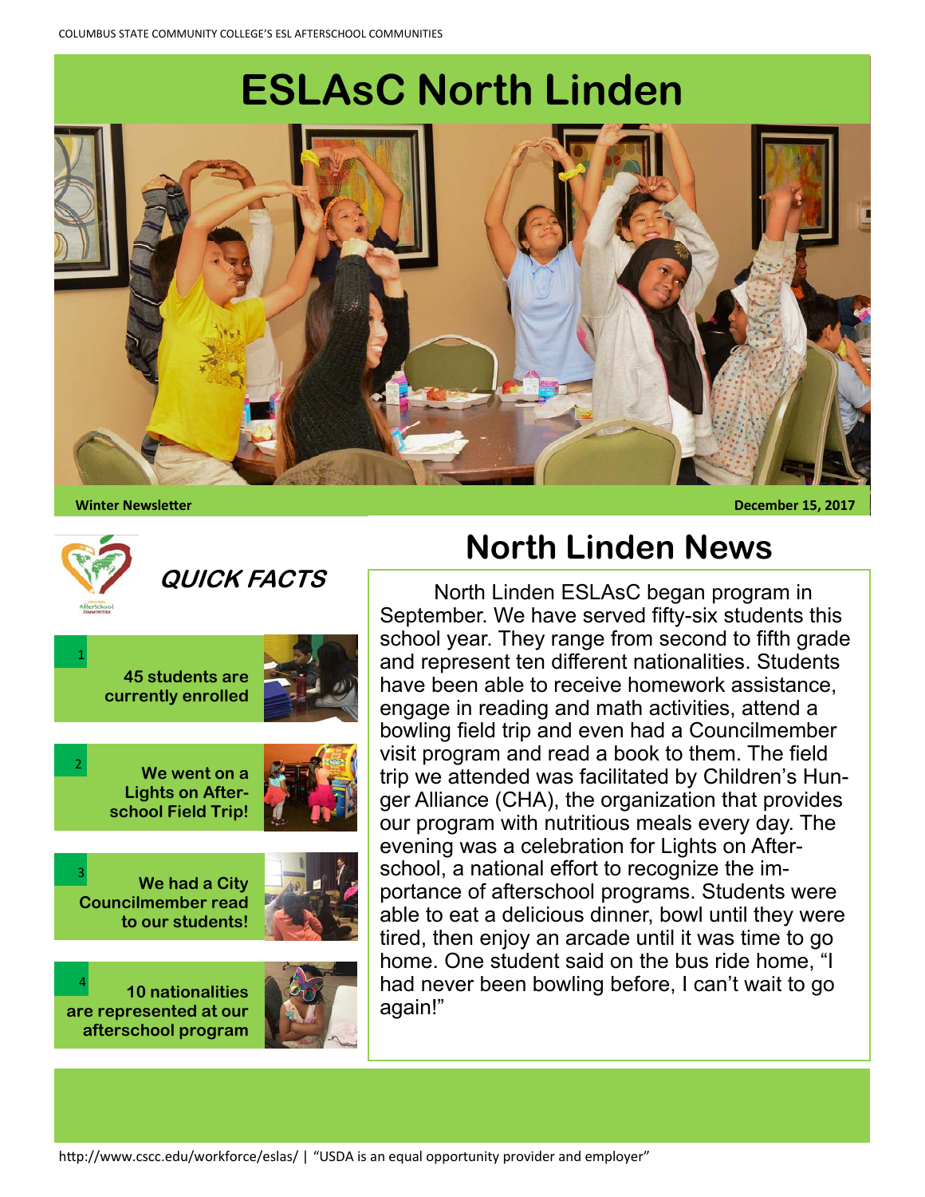# ESLAsC North Linden

**Winter Newsletter** — **December 15, 2017**

## QUICK FACTS

1. **45 students are currently enrolled**
2. **We went on a Lights on Afterschool Field Trip!**
3. **We had a City Councilmember read to our students!**
4. **10 nationalities are represented at our afterschool program**

## North Linden News

North Linden ESLAsC began program in September. We have served fifty-six students this school year. They range from second to fifth grade and represent ten different nationalities. Students have been able to receive homework assistance, engage in reading and math activities, attend a bowling field trip and even had a Councilmember visit program and read a book to them. The field trip we attended was facilitated by Children's Hunger Alliance (CHA), the organization that provides our program with nutritious meals every day. The evening was a celebration for Lights on Afterschool, a national effort to recognize the importance of afterschool programs. Students were able to eat a delicious dinner, bowl until they were tired, then enjoy an arcade until it was time to go home. One student said on the bus ride home, "I had never been bowling before, I can't wait to go again!"

http://www.cscc.edu/workforce/eslas/ | "USDA is an equal opportunity provider and employer"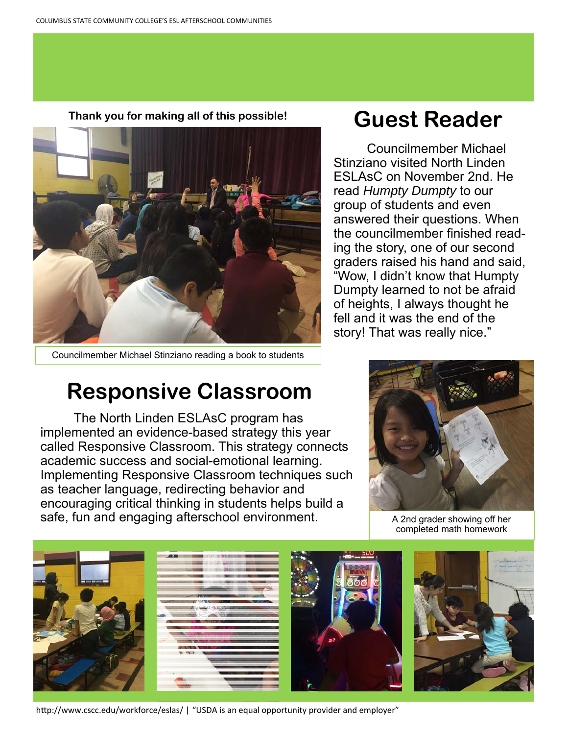Thank you for making all of this possible!

Councilmember Michael Stinziano reading a book to students

# Guest Reader

Councilmember Michael Stinziano visited North Linden ESLAsC on November 2nd. He read *Humpty Dumpty* to our group of students and even answered their questions. When the councilmember finished reading the story, one of our second graders raised his hand and said, "Wow, I didn't know that Humpty Dumpty learned to not be afraid of heights, I always thought he fell and it was the end of the story! That was really nice."

# Responsive Classroom

The North Linden ESLAsC program has implemented an evidence-based strategy this year called Responsive Classroom. This strategy connects academic success and social-emotional learning. Implementing Responsive Classroom techniques such as teacher language, redirecting behavior and encouraging critical thinking in students helps build a safe, fun and engaging afterschool environment.

A 2nd grader showing off her completed math homework

http://www.cscc.edu/workforce/eslas/ | "USDA is an equal opportunity provider and employer"